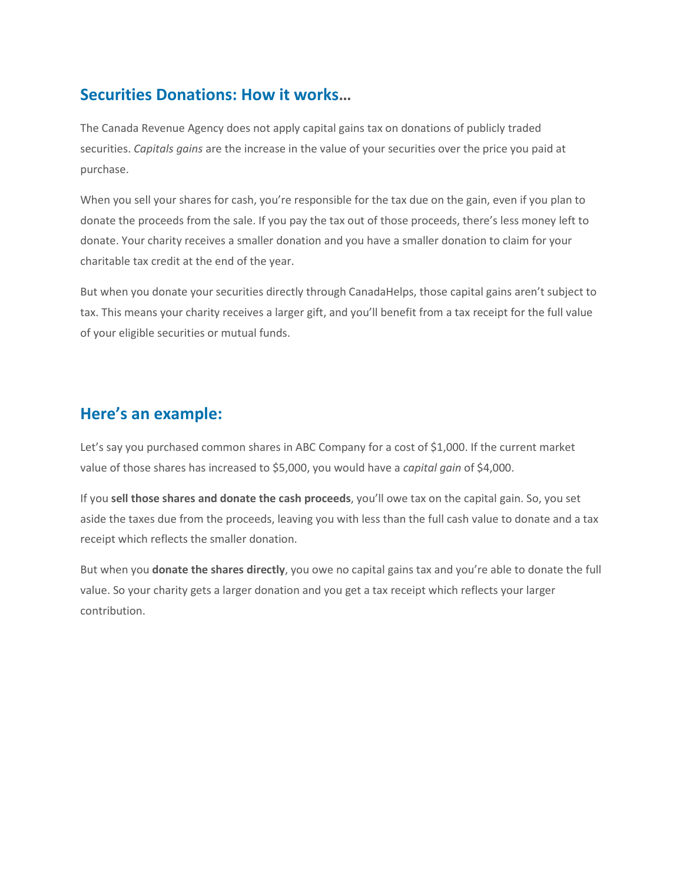## Securities Donations: How it works…

The Canada Revenue Agency does not apply capital gains tax on donations of publicly traded securities. *Capitals gains* are the increase in the value of your securities over the price you paid at purchase.

When you sell your shares for cash, you're responsible for the tax due on the gain, even if you plan to donate the proceeds from the sale. If you pay the tax out of those proceeds, there's less money left to donate. Your charity receives a smaller donation and you have a smaller donation to claim for your charitable tax credit at the end of the year.

But when you donate your securities directly through CanadaHelps, those capital gains aren't subject to tax. This means your charity receives a larger gift, and you'll benefit from a tax receipt for the full value of your eligible securities or mutual funds.

## Here's an example:

Let's say you purchased common shares in ABC Company for a cost of $1,000. If the current market value of those shares has increased to $5,000, you would have a *capital gain* of $4,000.

If you **sell those shares and donate the cash proceeds**, you'll owe tax on the capital gain. So, you set aside the taxes due from the proceeds, leaving you with less than the full cash value to donate and a tax receipt which reflects the smaller donation.

But when you **donate the shares directly**, you owe no capital gains tax and you're able to donate the full value. So your charity gets a larger donation and you get a tax receipt which reflects your larger contribution.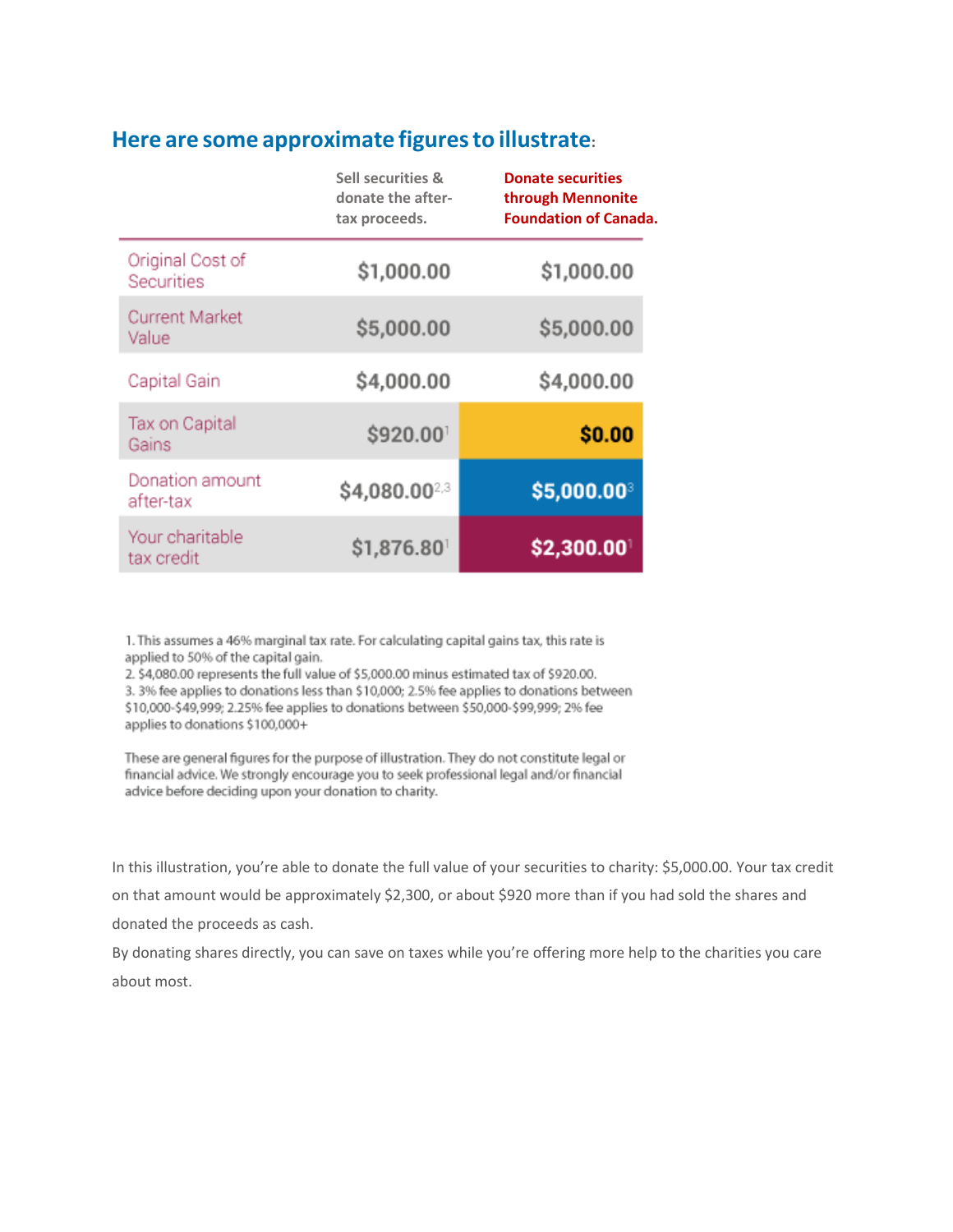## Here are some approximate figures to illustrate:

| | Sell securities & donate the after-tax proceeds. | Donate securities through Mennonite Foundation of Canada. |
|---|---|---|
| Original Cost of Securities | $1,000.00 | $1,000.00 |
| Current Market Value | $5,000.00 | $5,000.00 |
| Capital Gain | $4,000.00 | $4,000.00 |
| Tax on Capital Gains | $920.00[1] | $0.00 |
| Donation amount after-tax | $4,080.00[2,3] | $5,000.00[3] |
| Your charitable tax credit | $1,876.80[1] | $2,300.00[1] |

1. This assumes a 46% marginal tax rate. For calculating capital gains tax, this rate is applied to 50% of the capital gain.
2. $4,080.00 represents the full value of $5,000.00 minus estimated tax of $920.00.
3. 3% fee applies to donations less than $10,000; 2.5% fee applies to donations between $10,000-$49,999; 2.25% fee applies to donations between $50,000-$99,999; 2% fee applies to donations $100,000+

These are general figures for the purpose of illustration. They do not constitute legal or financial advice. We strongly encourage you to seek professional legal and/or financial advice before deciding upon your donation to charity.

In this illustration, you're able to donate the full value of your securities to charity: $5,000.00. Your tax credit on that amount would be approximately $2,300, or about $920 more than if you had sold the shares and donated the proceeds as cash.

By donating shares directly, you can save on taxes while you're offering more help to the charities you care about most.